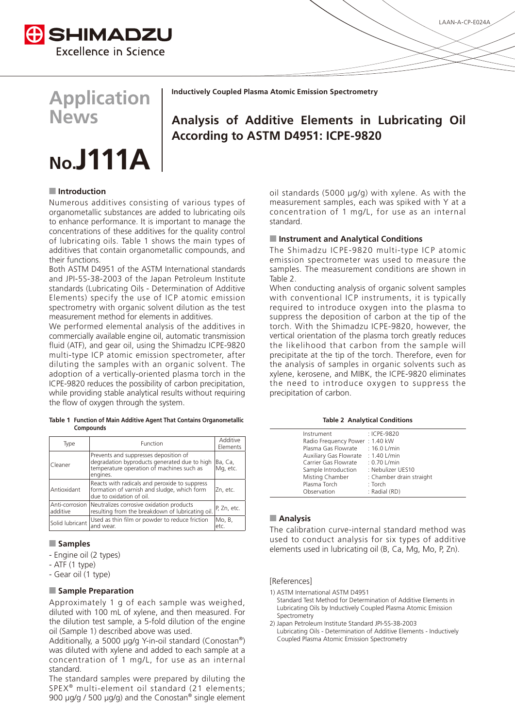Application News

No.J111A

Inductively Coupled Plasma Atomic Emission Spectrometry

# Analysis of Additive Elements in Lubricating Oil According to ASTM D4951: ICPE-9820

## Introduction

Numerous additives consisting of various types of organometallic substances are added to lubricating oils to enhance performance. It is important to manage the concentrations of these additives for the quality control of lubricating oils. Table 1 shows the main types of additives that contain organometallic compounds, and their functions.

Both ASTM D4951 of the ASTM International standards and JPI-5S-38-2003 of the Japan Petroleum Institute standards (Lubricating Oils - Determination of Additive Elements) specify the use of ICP atomic emission spectrometry with organic solvent dilution as the test measurement method for elements in additives.

We performed elemental analysis of the additives in commercially available engine oil, automatic transmission fluid (ATF), and gear oil, using the Shimadzu ICPE-9820 multi-type ICP atomic emission spectrometer, after diluting the samples with an organic solvent. The adoption of a vertically-oriented plasma torch in the ICPE-9820 reduces the possibility of carbon precipitation, while providing stable analytical results without requiring the flow of oxygen through the system.

**Table 1 Function of Main Additive Agent That Contains Organometallic Compounds**

| Type | Function | Additive Elements |
|---|---|---|
| Cleaner | Prevents and suppresses deposition of degradation byproducts generated due to high temperature operation of machines such as engines. | Ba, Ca, Mg, etc. |
| Antioxidant | Reacts with radicals and peroxide to suppress formation of varnish and sludge, which form due to oxidation of oil. | Zn, etc. |
| Anti-corrosion additive | Neutralizes corrosive oxidation products resulting from the breakdown of lubricating oil. | P, Zn, etc. |
| Solid lubricant | Used as thin film or powder to reduce friction and wear. | Mo, B, etc. |

## Samples

- Engine oil (2 types)
- ATF (1 type)
- Gear oil (1 type)

## Sample Preparation

Approximately 1 g of each sample was weighed, diluted with 100 mL of xylene, and then measured. For the dilution test sample, a 5-fold dilution of the engine oil (Sample 1) described above was used.

Additionally, a 5000 µg/g Y-in-oil standard (Conostan®) was diluted with xylene and added to each sample at a concentration of 1 mg/L, for use as an internal standard.

The standard samples were prepared by diluting the SPEX® multi-element oil standard (21 elements; 900 µg/g / 500 µg/g) and the Conostan® single element oil standards (5000 µg/g) with xylene. As with the measurement samples, each was spiked with Y at a concentration of 1 mg/L, for use as an internal standard.

## Instrument and Analytical Conditions

The Shimadzu ICPE-9820 multi-type ICP atomic emission spectrometer was used to measure the samples. The measurement conditions are shown in Table 2.

When conducting analysis of organic solvent samples with conventional ICP instruments, it is typically required to introduce oxygen into the plasma to suppress the deposition of carbon at the tip of the torch. With the Shimadzu ICPE-9820, however, the vertical orientation of the plasma torch greatly reduces the likelihood that carbon from the sample will precipitate at the tip of the torch. Therefore, even for the analysis of samples in organic solvents such as xylene, kerosene, and MIBK, the ICPE-9820 eliminates the need to introduce oxygen to suppress the precipitation of carbon.

**Table 2 Analytical Conditions**

| | |
|---|---|
| Instrument | : ICPE-9820 |
| Radio Frequency Power | : 1.40 kW |
| Plasma Gas Flowrate | : 16.0 L/min |
| Auxiliary Gas Flowrate | : 1.40 L/min |
| Carrier Gas Flowrate | : 0.70 L/min |
| Sample Introduction | : Nebulizer UES10 |
| Misting Chamber | : Chamber drain straight |
| Plasma Torch | : Torch |
| Observation | : Radial (RD) |

## Analysis

The calibration curve-internal standard method was used to conduct analysis for six types of additive elements used in lubricating oil (B, Ca, Mg, Mo, P, Zn).

[References]

1) ASTM International ASTM D4951
   Standard Test Method for Determination of Additive Elements in Lubricating Oils by Inductively Coupled Plasma Atomic Emission Spectrometry
2) Japan Petroleum Institute Standard JPI-5S-38-2003
   Lubricating Oils - Determination of Additive Elements - Inductively Coupled Plasma Atomic Emission Spectrometry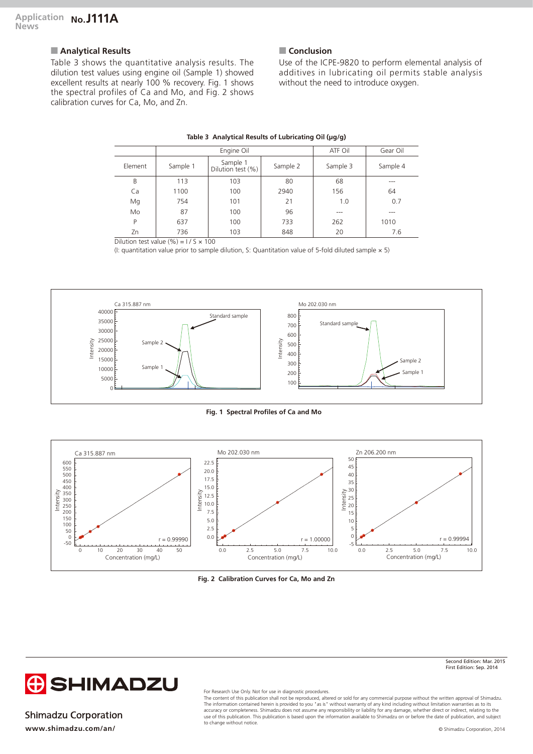## Analytical Results

Table 3 shows the quantitative analysis results. The dilution test values using engine oil (Sample 1) showed excellent results at nearly 100 % recovery. Fig. 1 shows the spectral profiles of Ca and Mo, and Fig. 2 shows calibration curves for Ca, Mo, and Zn.

## Conclusion

Use of the ICPE-9820 to perform elemental analysis of additives in lubricating oil permits stable analysis without the need to introduce oxygen.

**Table 3 Analytical Results of Lubricating Oil (μg/g)**

| | Engine Oil | | | ATF Oil | Gear Oil |
|---|---|---|---|---|---|
| Element | Sample 1 | Sample 1 Dilution test (%) | Sample 2 | Sample 3 | Sample 4 |
| B | 113 | 103 | 80 | 68 | --- |
| Ca | 1100 | 100 | 2940 | 156 | 64 |
| Mg | 754 | 101 | 21 | 1.0 | 0.7 |
| Mo | 87 | 100 | 96 | --- | --- |
| P | 637 | 100 | 733 | 262 | 1010 |
| Zn | 736 | 103 | 848 | 20 | 7.6 |

Dilution test value (%) = I / S × 100

(I: quantitation value prior to sample dilution, S: Quantitation value of 5-fold diluted sample × 5)

Ca 315.887 nm
Intensity
Standard sample
Sample 2
Sample 1

Mo 202.030 nm
Intensity
Standard sample
Sample 2
Sample 1

**Fig. 1 Spectral Profiles of Ca and Mo**

Ca 315.887 nm
Intensity
Concentration (mg/L)
r = 0.99990

Mo 202.030 nm
Intensity
Concentration (mg/L)
r = 1.00000

Zn 206.200 nm
Intensity
Concentration (mg/L)
r = 0.99994

**Fig. 2 Calibration Curves for Ca, Mo and Zn**

Second Edition: Mar. 2015
First Edition: Sep. 2014

Shimadzu Corporation
www.shimadzu.com/an/

For Research Use Only. Not for use in diagnostic procedures.
The content of this publication shall not be reproduced, altered or sold for any commercial purpose without the written approval of Shimadzu. The information contained herein is provided to you "as is" without warranty of any kind including without limitation warranties as to its accuracy or completeness. Shimadzu does not assume any responsibility or liability for any damage, whether direct or indirect, relating to the use of this publication. This publication is based upon the information available to Shimadzu on or before the date of publication, and subject to change without notice.

© Shimadzu Corporation, 2014